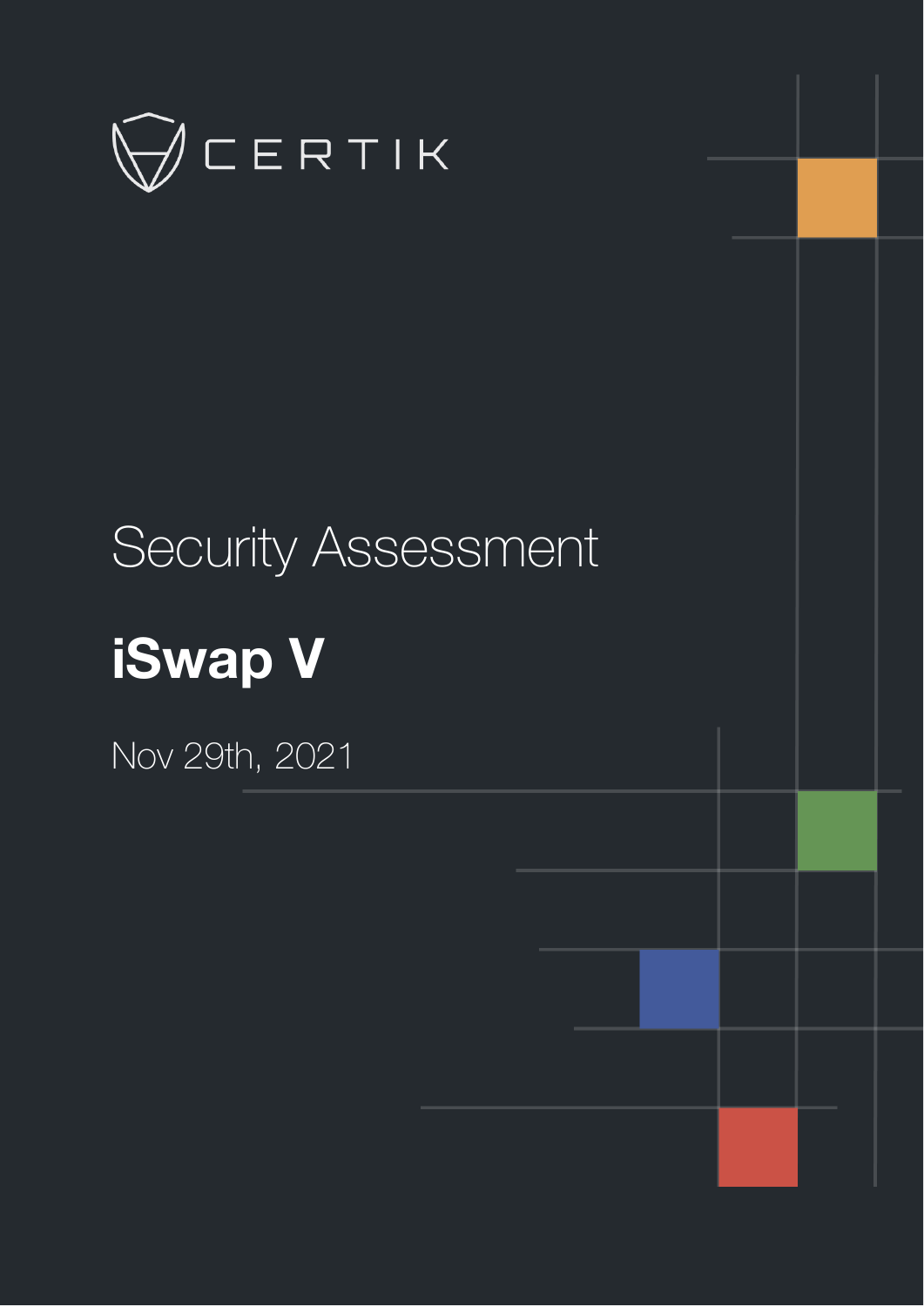CERTIK

# Security Assessment

# iSwap V

Nov 29th, 2021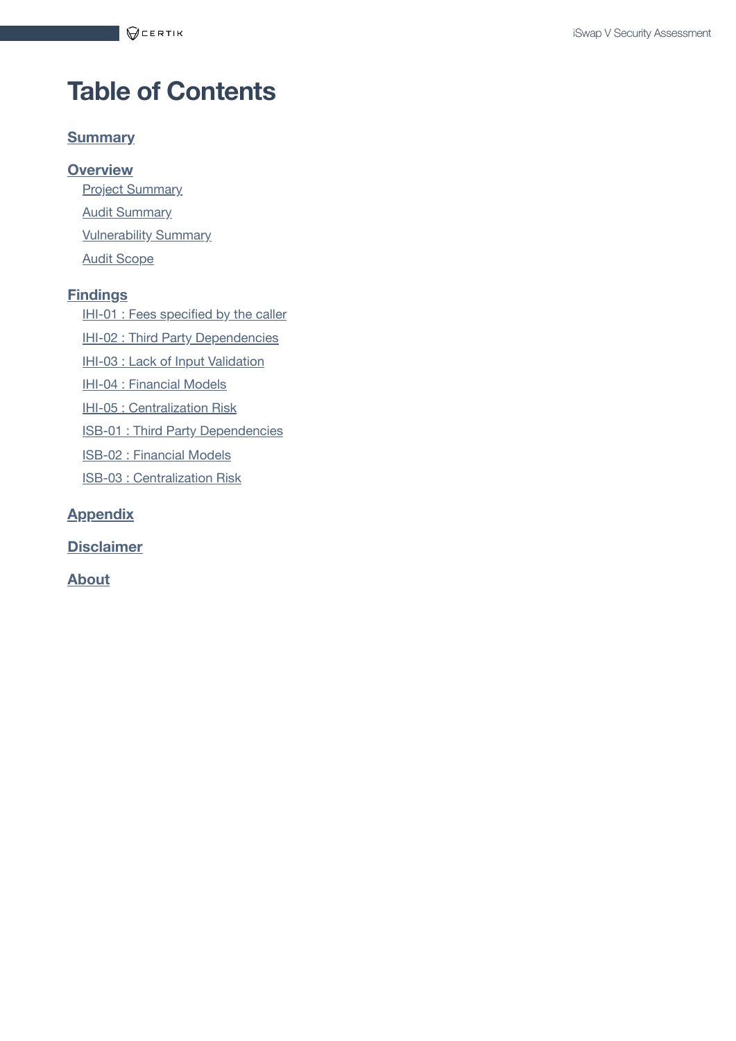# Table of Contents

**Summary**

**Overview**

- Project Summary
- Audit Summary
- Vulnerability Summary
- Audit Scope

**Findings**

- IHI-01 : Fees specified by the caller
- IHI-02 : Third Party Dependencies
- IHI-03 : Lack of Input Validation
- IHI-04 : Financial Models
- IHI-05 : Centralization Risk
- ISB-01 : Third Party Dependencies
- ISB-02 : Financial Models
- ISB-03 : Centralization Risk

**Appendix**

**Disclaimer**

**About**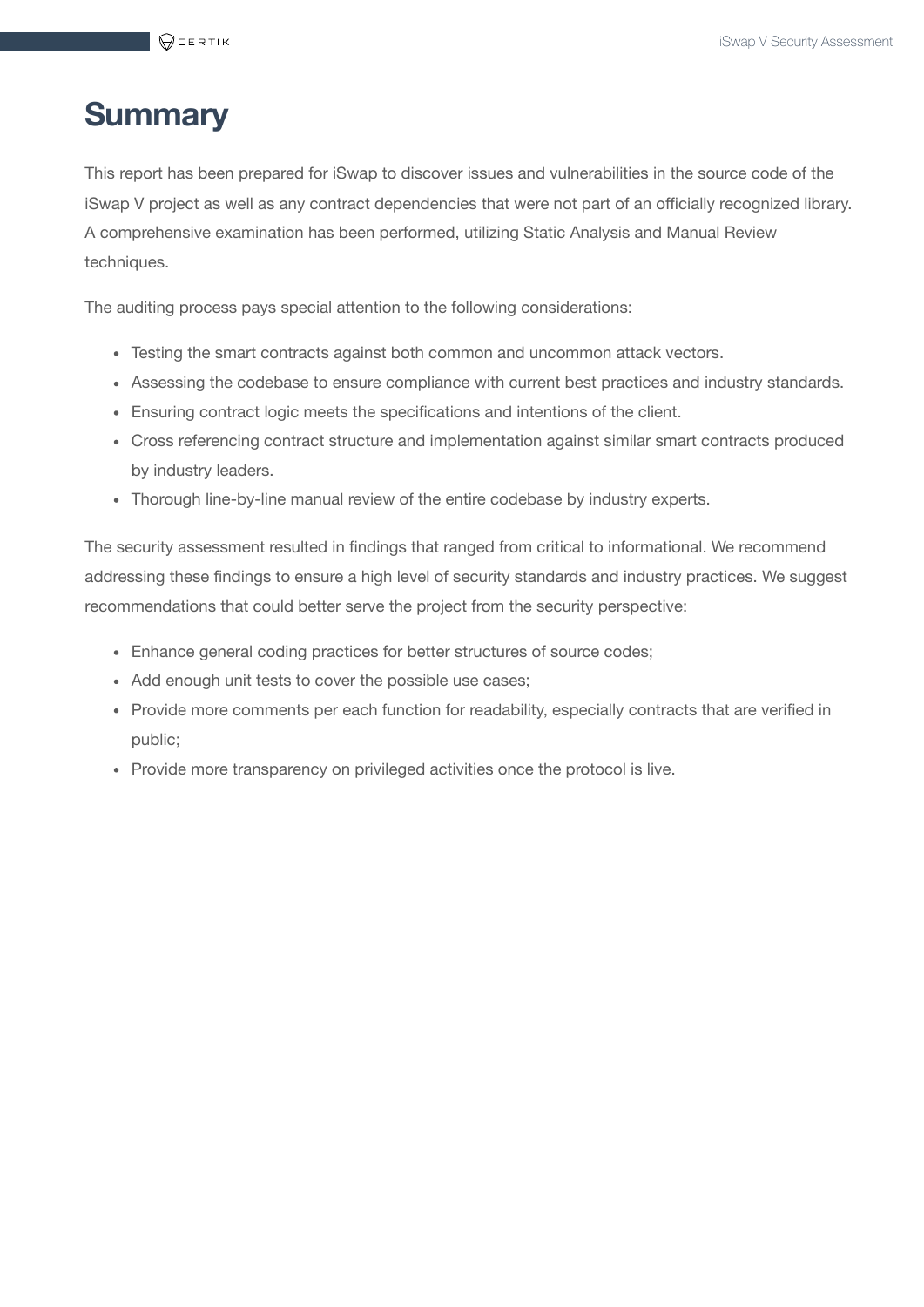# Summary

This report has been prepared for iSwap to discover issues and vulnerabilities in the source code of the iSwap V project as well as any contract dependencies that were not part of an officially recognized library. A comprehensive examination has been performed, utilizing Static Analysis and Manual Review techniques.

The auditing process pays special attention to the following considerations:

- Testing the smart contracts against both common and uncommon attack vectors.
- Assessing the codebase to ensure compliance with current best practices and industry standards.
- Ensuring contract logic meets the specifications and intentions of the client.
- Cross referencing contract structure and implementation against similar smart contracts produced by industry leaders.
- Thorough line-by-line manual review of the entire codebase by industry experts.

The security assessment resulted in findings that ranged from critical to informational. We recommend addressing these findings to ensure a high level of security standards and industry practices. We suggest recommendations that could better serve the project from the security perspective:

- Enhance general coding practices for better structures of source codes;
- Add enough unit tests to cover the possible use cases;
- Provide more comments per each function for readability, especially contracts that are verified in public;
- Provide more transparency on privileged activities once the protocol is live.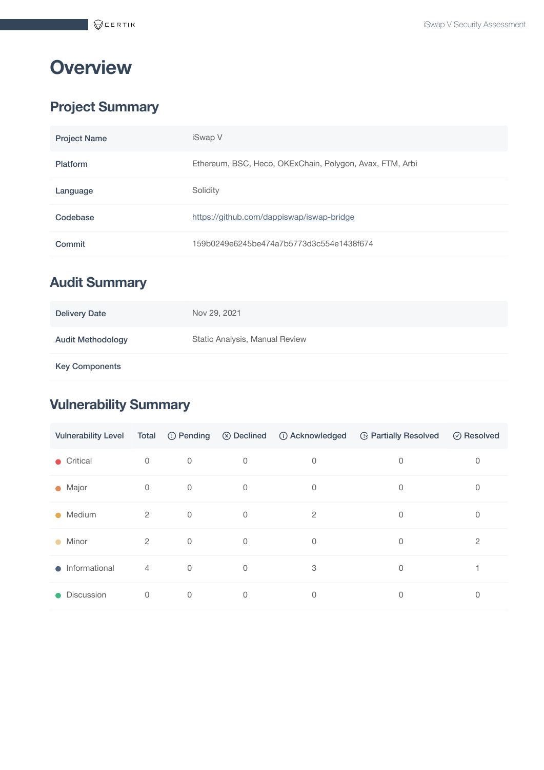# Overview

## Project Summary

| Project Name | iSwap V |
|---|---|
| Platform | Ethereum, BSC, Heco, OKExChain, Polygon, Avax, FTM, Arbi |
| Language | Solidity |
| Codebase | https://github.com/dappiswap/iswap-bridge |
| Commit | 159b0249e6245be474a7b5773d3c554e1438f674 |

## Audit Summary

| Delivery Date | Nov 29, 2021 |
|---|---|
| Audit Methodology | Static Analysis, Manual Review |
| Key Components | |

## Vulnerability Summary

| Vulnerability Level | Total | Pending | Declined | Acknowledged | Partially Resolved | Resolved |
|---|---|---|---|---|---|---|
| Critical | 0 | 0 | 0 | 0 | 0 | 0 |
| Major | 0 | 0 | 0 | 0 | 0 | 0 |
| Medium | 2 | 0 | 0 | 2 | 0 | 0 |
| Minor | 2 | 0 | 0 | 0 | 0 | 2 |
| Informational | 4 | 0 | 0 | 3 | 0 | 1 |
| Discussion | 0 | 0 | 0 | 0 | 0 | 0 |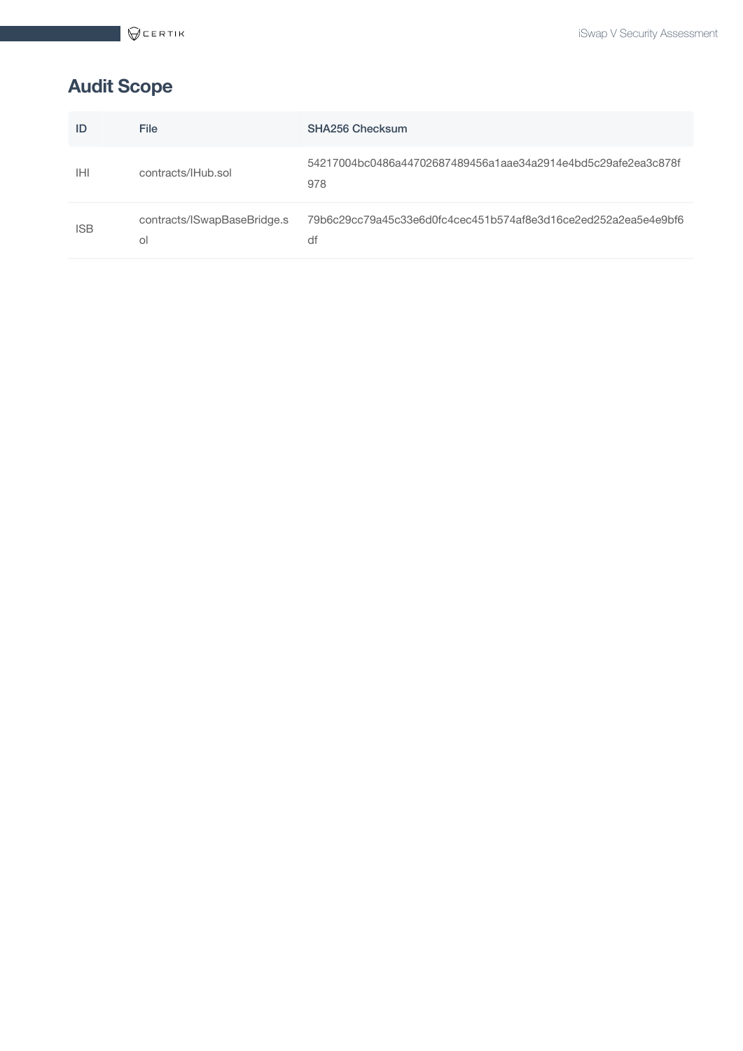## Audit Scope

| ID | File | SHA256 Checksum |
| --- | --- | --- |
| IHI | contracts/IHub.sol | 54217004bc0486a44702687489456a1aae34a2914e4bd5c29afe2ea3c878f978 |
| ISB | contracts/ISwapBaseBridge.sol | 79b6c29cc79a45c33e6d0fc4cec451b574af8e3d16ce2ed252a2ea5e4e9bf6df |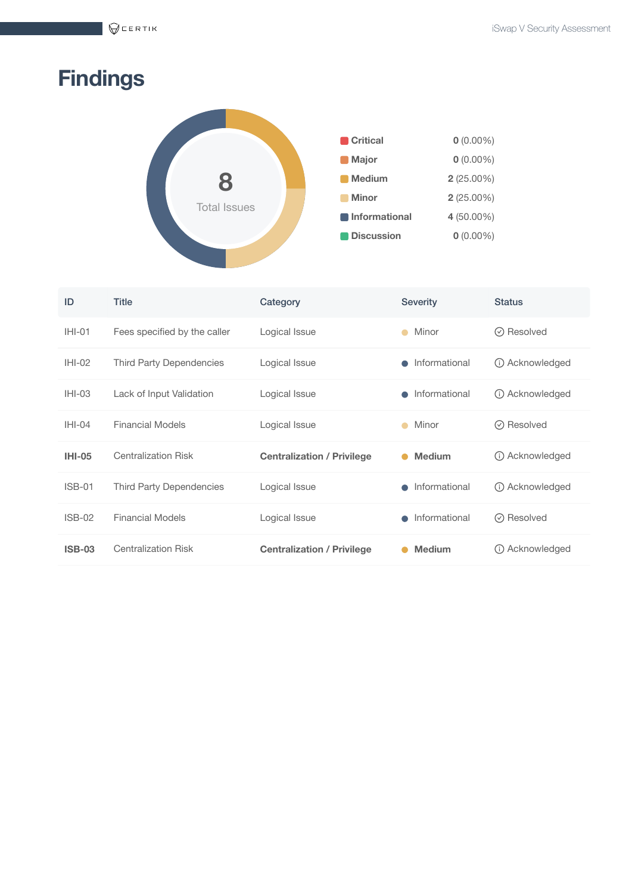# Findings

8
Total Issues

| Severity | Count |
|---|---|
| **Critical** | **0** (0.00%) |
| **Major** | **0** (0.00%) |
| **Medium** | **2** (25.00%) |
| **Minor** | **2** (25.00%) |
| **Informational** | **4** (50.00%) |
| **Discussion** | **0** (0.00%) |

| ID | Title | Category | Severity | Status |
|---|---|---|---|---|
| IHI-01 | Fees specified by the caller | Logical Issue | Minor | Resolved |
| IHI-02 | Third Party Dependencies | Logical Issue | Informational | Acknowledged |
| IHI-03 | Lack of Input Validation | Logical Issue | Informational | Acknowledged |
| IHI-04 | Financial Models | Logical Issue | Minor | Resolved |
| **IHI-05** | Centralization Risk | **Centralization / Privilege** | **Medium** | Acknowledged |
| ISB-01 | Third Party Dependencies | Logical Issue | Informational | Acknowledged |
| ISB-02 | Financial Models | Logical Issue | Informational | Resolved |
| **ISB-03** | Centralization Risk | **Centralization / Privilege** | **Medium** | Acknowledged |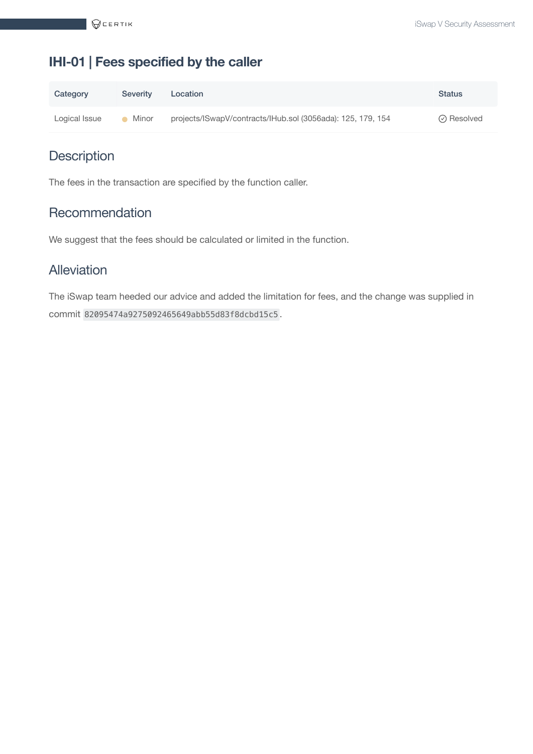## IHI-01 | Fees specified by the caller

| Category | Severity | Location | Status |
|---|---|---|---|
| Logical Issue | Minor | projects/ISwapV/contracts/IHub.sol (3056ada): 125, 179, 154 | Resolved |

### Description

The fees in the transaction are specified by the function caller.

### Recommendation

We suggest that the fees should be calculated or limited in the function.

### Alleviation

The iSwap team heeded our advice and added the limitation for fees, and the change was supplied in commit `82095474a92750924656 49abb55d83f8dcbd15c5`.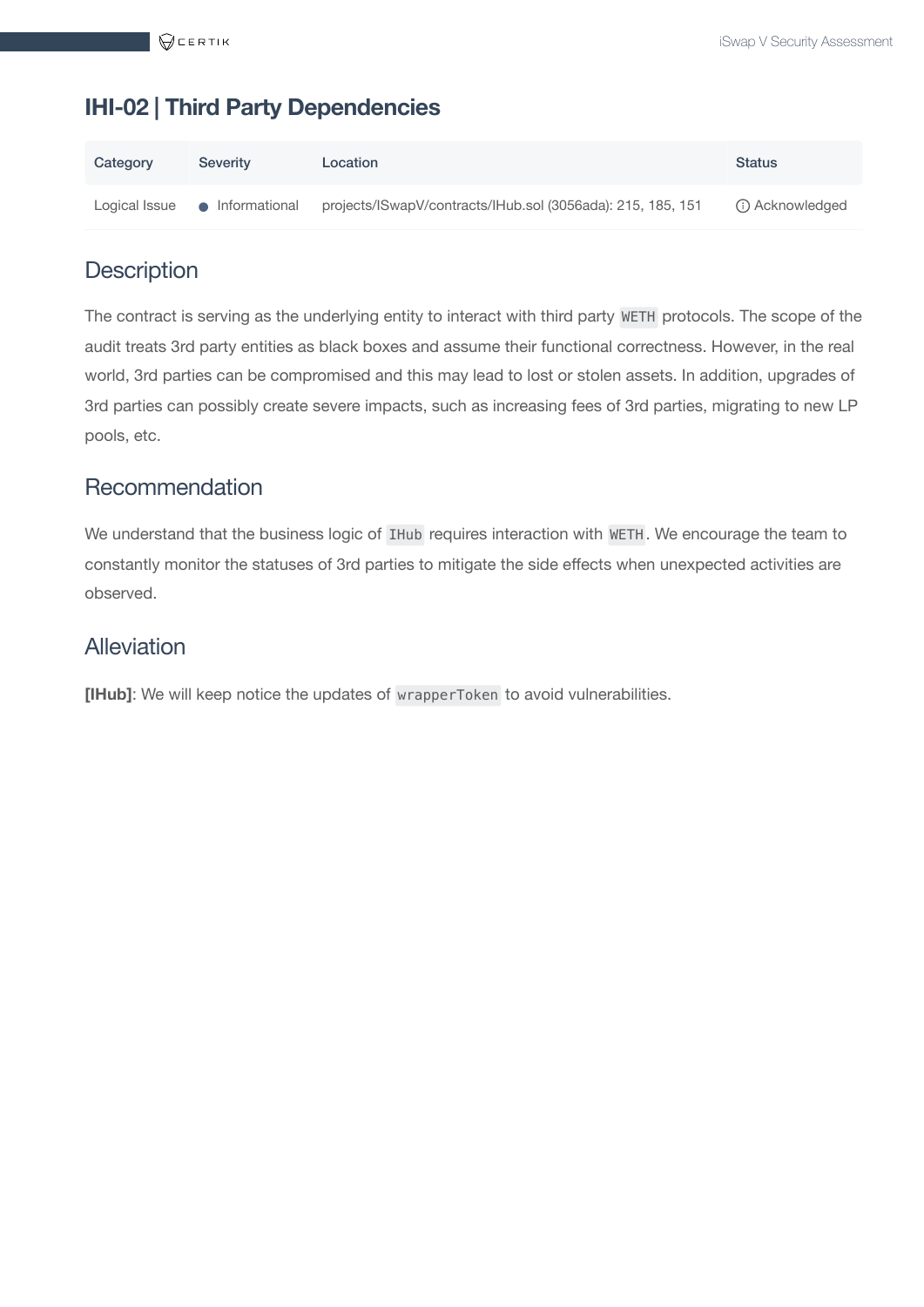## IHI-02 | Third Party Dependencies

| Category | Severity | Location | Status |
|---|---|---|---|
| Logical Issue | ● Informational | projects/ISwapV/contracts/IHub.sol (3056ada): 215, 185, 151 | ⓘ Acknowledged |

### Description

The contract is serving as the underlying entity to interact with third party `WETH` protocols. The scope of the audit treats 3rd party entities as black boxes and assume their functional correctness. However, in the real world, 3rd parties can be compromised and this may lead to lost or stolen assets. In addition, upgrades of 3rd parties can possibly create severe impacts, such as increasing fees of 3rd parties, migrating to new LP pools, etc.

### Recommendation

We understand that the business logic of `IHub` requires interaction with `WETH`. We encourage the team to constantly monitor the statuses of 3rd parties to mitigate the side effects when unexpected activities are observed.

### Alleviation

**[IHub]**: We will keep notice the updates of `wrapperToken` to avoid vulnerabilities.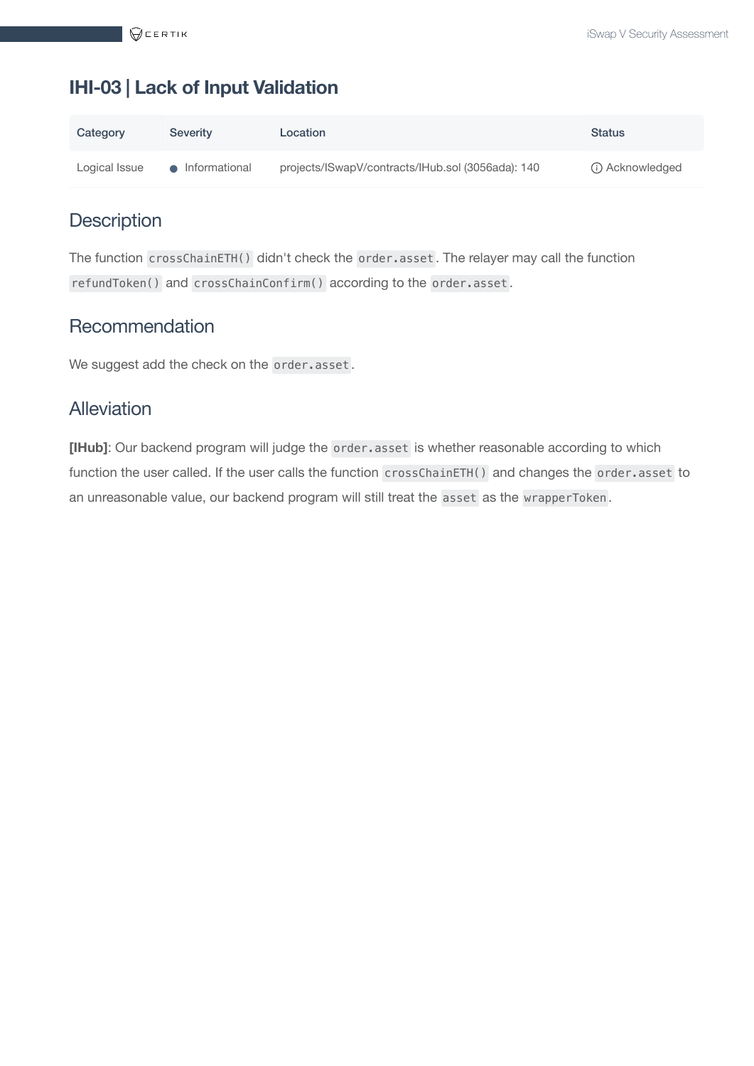## IHI-03 | Lack of Input Validation

| Category | Severity | Location | Status |
| --- | --- | --- | --- |
| Logical Issue | Informational | projects/ISwapV/contracts/IHub.sol (3056ada): 140 | Acknowledged |

### Description

The function `crossChainETH()` didn't check the `order.asset`. The relayer may call the function `refundToken()` and `crossChainConfirm()` according to the `order.asset`.

### Recommendation

We suggest add the check on the `order.asset`.

### Alleviation

**[IHub]**: Our backend program will judge the `order.asset` is whether reasonable according to which function the user called. If the user calls the function `crossChainETH()` and changes the `order.asset` to an unreasonable value, our backend program will still treat the `asset` as the `wrapperToken`.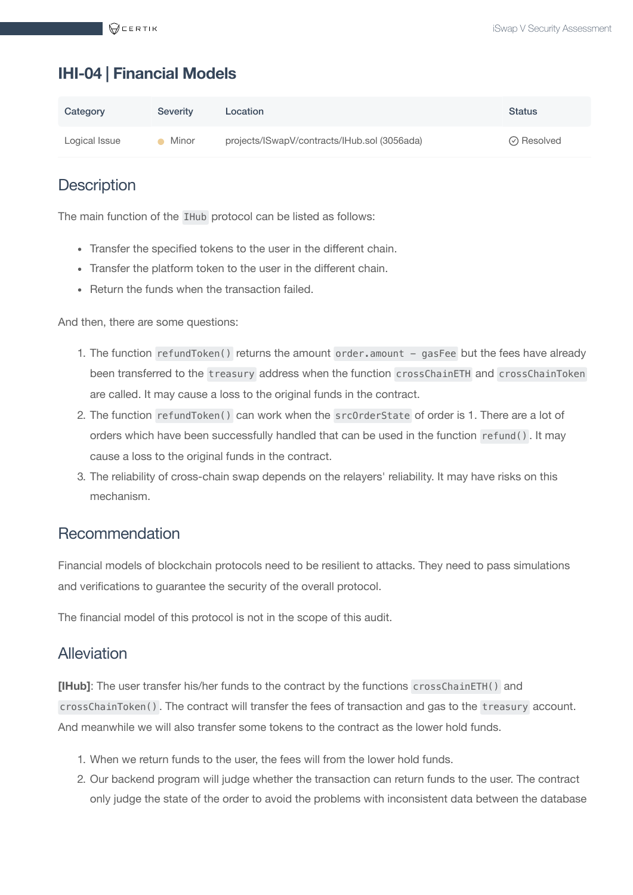## IHI-04 | Financial Models

| Category | Severity | Location | Status |
|---|---|---|---|
| Logical Issue | Minor | projects/ISwapV/contracts/IHub.sol (3056ada) | Resolved |

### Description

The main function of the `IHub` protocol can be listed as follows:

- Transfer the specified tokens to the user in the different chain.
- Transfer the platform token to the user in the different chain.
- Return the funds when the transaction failed.

And then, there are some questions:

1. The function `refundToken()` returns the amount `order.amount - gasFee` but the fees have already been transferred to the `treasury` address when the function `crossChainETH` and `crossChainToken` are called. It may cause a loss to the original funds in the contract.
2. The function `refundToken()` can work when the `srcOrderState` of order is 1. There are a lot of orders which have been successfully handled that can be used in the function `refund()`. It may cause a loss to the original funds in the contract.
3. The reliability of cross-chain swap depends on the relayers' reliability. It may have risks on this mechanism.

### Recommendation

Financial models of blockchain protocols need to be resilient to attacks. They need to pass simulations and verifications to guarantee the security of the overall protocol.

The financial model of this protocol is not in the scope of this audit.

### Alleviation

**[IHub]**: The user transfer his/her funds to the contract by the functions `crossChainETH()` and `crossChainToken()`. The contract will transfer the fees of transaction and gas to the `treasury` account. And meanwhile we will also transfer some tokens to the contract as the lower hold funds.

1. When we return funds to the user, the fees will from the lower hold funds.
2. Our backend program will judge whether the transaction can return funds to the user. The contract only judge the state of the order to avoid the problems with inconsistent data between the database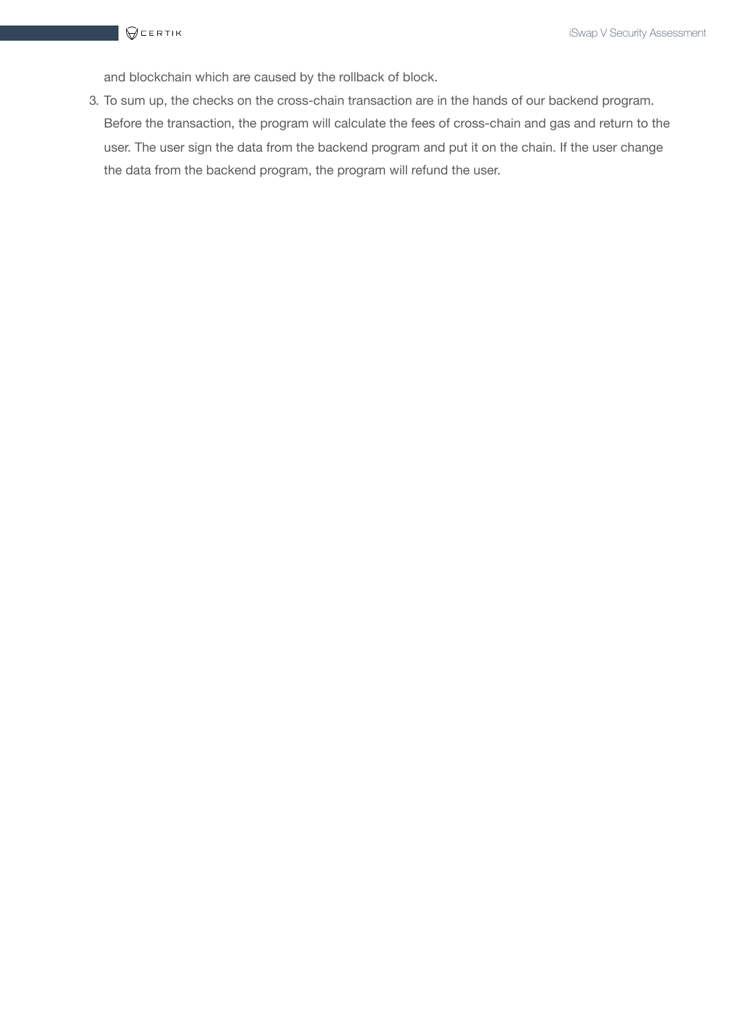and blockchain which are caused by the rollback of block.

3. To sum up, the checks on the cross-chain transaction are in the hands of our backend program. Before the transaction, the program will calculate the fees of cross-chain and gas and return to the user. The user sign the data from the backend program and put it on the chain. If the user change the data from the backend program, the program will refund the user.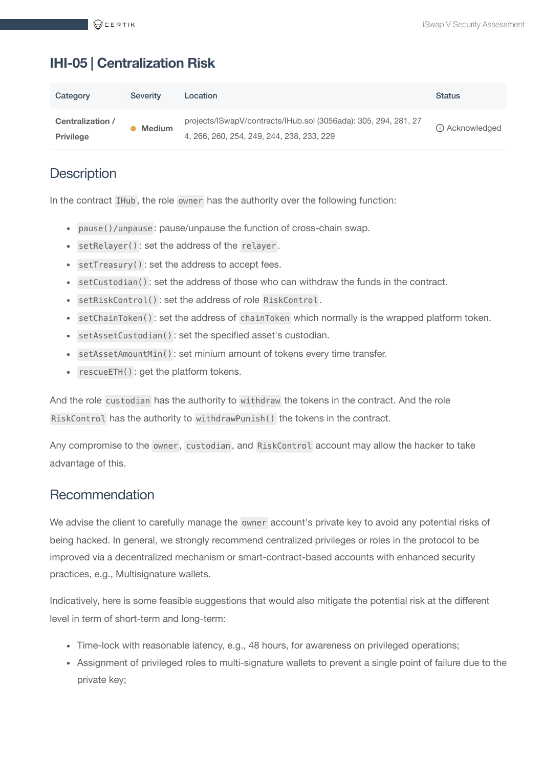## IHI-05 | Centralization Risk

| Category | Severity | Location | Status |
|---|---|---|---|
| Centralization / Privilege | Medium | projects/ISwapV/contracts/IHub.sol (3056ada): 305, 294, 281, 274, 266, 260, 254, 249, 244, 238, 233, 229 | Acknowledged |

### Description

In the contract `IHub`, the role `owner` has the authority over the following function:

- `pause()/unpause`: pause/unpause the function of cross-chain swap.
- `setRelayer()`: set the address of the `relayer`.
- `setTreasury()`: set the address to accept fees.
- `setCustodian()`: set the address of those who can withdraw the funds in the contract.
- `setRiskControl()`: set the address of role `RiskControl`.
- `setChainToken()`: set the address of `chainToken` which normally is the wrapped platform token.
- `setAssetCustodian()`: set the specified asset's custodian.
- `setAssetAmountMin()`: set minium amount of tokens every time transfer.
- `rescueETH()`: get the platform tokens.

And the role `custodian` has the authority to `withdraw` the tokens in the contract. And the role `RiskControl` has the authority to `withdrawPunish()` the tokens in the contract.

Any compromise to the `owner`, `custodian`, and `RiskControl` account may allow the hacker to take advantage of this.

### Recommendation

We advise the client to carefully manage the `owner` account's private key to avoid any potential risks of being hacked. In general, we strongly recommend centralized privileges or roles in the protocol to be improved via a decentralized mechanism or smart-contract-based accounts with enhanced security practices, e.g., Multisignature wallets.

Indicatively, here is some feasible suggestions that would also mitigate the potential risk at the different level in term of short-term and long-term:

- Time-lock with reasonable latency, e.g., 48 hours, for awareness on privileged operations;
- Assignment of privileged roles to multi-signature wallets to prevent a single point of failure due to the private key;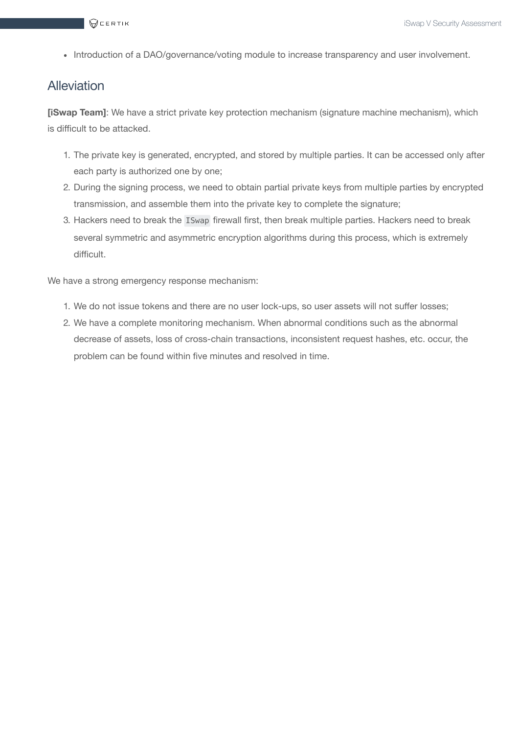- Introduction of a DAO/governance/voting module to increase transparency and user involvement.

## Alleviation

**[iSwap Team]**: We have a strict private key protection mechanism (signature machine mechanism), which is difficult to be attacked.

1. The private key is generated, encrypted, and stored by multiple parties. It can be accessed only after each party is authorized one by one;
2. During the signing process, we need to obtain partial private keys from multiple parties by encrypted transmission, and assemble them into the private key to complete the signature;
3. Hackers need to break the `ISwap` firewall first, then break multiple parties. Hackers need to break several symmetric and asymmetric encryption algorithms during this process, which is extremely difficult.

We have a strong emergency response mechanism:

1. We do not issue tokens and there are no user lock-ups, so user assets will not suffer losses;
2. We have a complete monitoring mechanism. When abnormal conditions such as the abnormal decrease of assets, loss of cross-chain transactions, inconsistent request hashes, etc. occur, the problem can be found within five minutes and resolved in time.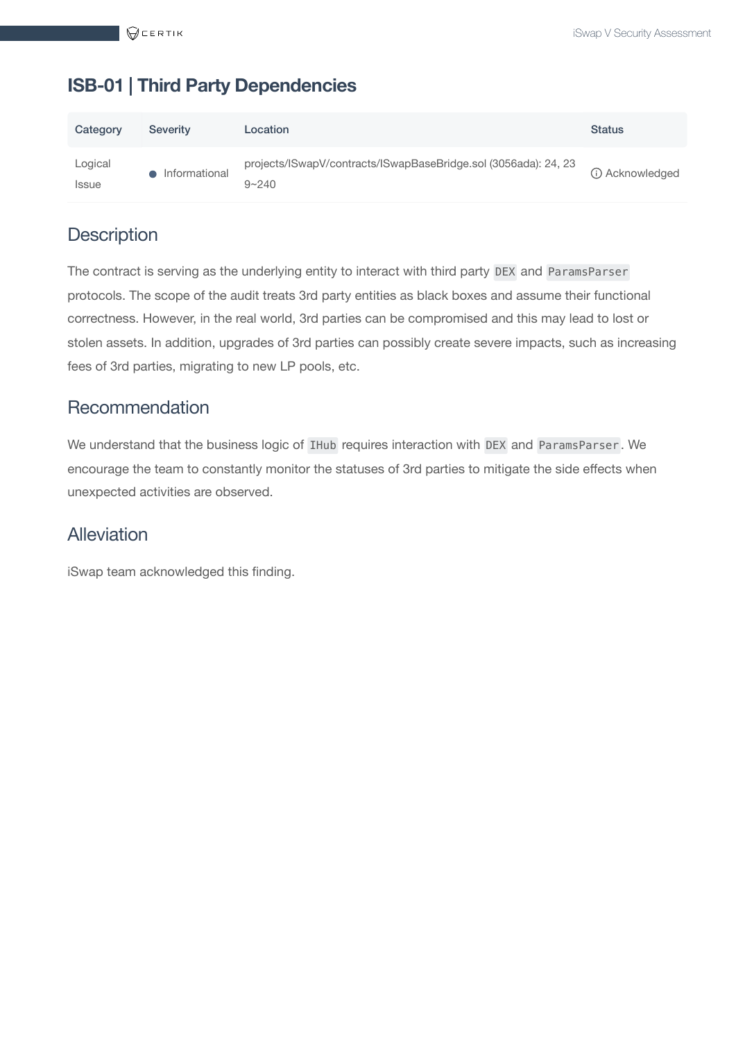## ISB-01 | Third Party Dependencies

| Category | Severity | Location | Status |
|---|---|---|---|
| Logical Issue | Informational | projects/ISwapV/contracts/ISwapBaseBridge.sol (3056ada): 24, 239~240 | Acknowledged |

### Description

The contract is serving as the underlying entity to interact with third party `DEX` and `ParamsParser` protocols. The scope of the audit treats 3rd party entities as black boxes and assume their functional correctness. However, in the real world, 3rd parties can be compromised and this may lead to lost or stolen assets. In addition, upgrades of 3rd parties can possibly create severe impacts, such as increasing fees of 3rd parties, migrating to new LP pools, etc.

### Recommendation

We understand that the business logic of `IHub` requires interaction with `DEX` and `ParamsParser`. We encourage the team to constantly monitor the statuses of 3rd parties to mitigate the side effects when unexpected activities are observed.

### Alleviation

iSwap team acknowledged this finding.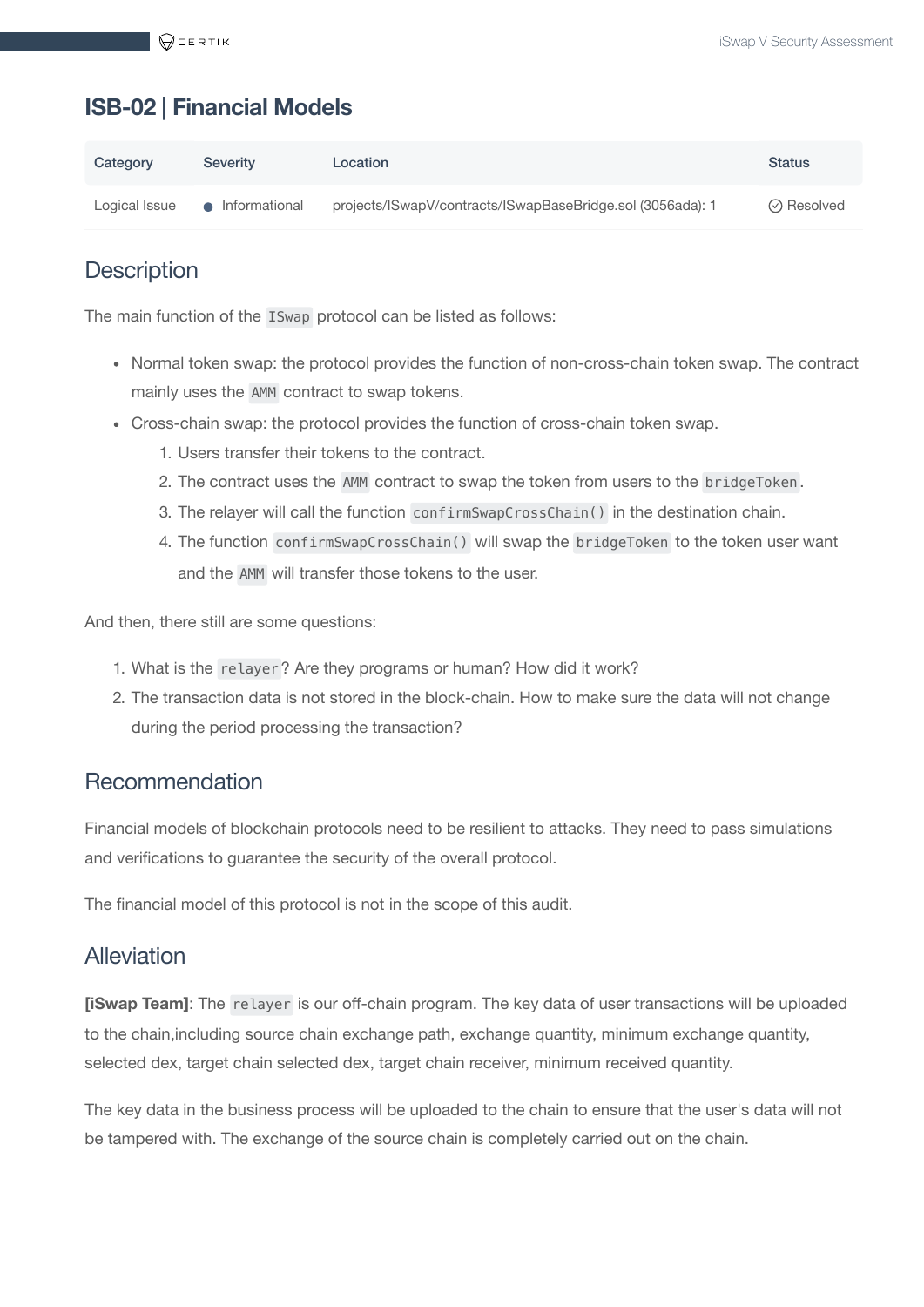## ISB-02 | Financial Models

| Category | Severity | Location | Status |
|---|---|---|---|
| Logical Issue | ● Informational | projects/ISwapV/contracts/ISwapBaseBridge.sol (3056ada): 1 | ⊘ Resolved |

### Description

The main function of the `ISwap` protocol can be listed as follows:

- Normal token swap: the protocol provides the function of non-cross-chain token swap. The contract mainly uses the `AMM` contract to swap tokens.
- Cross-chain swap: the protocol provides the function of cross-chain token swap.
  1. Users transfer their tokens to the contract.
  2. The contract uses the `AMM` contract to swap the token from users to the `bridgeToken`.
  3. The relayer will call the function `confirmSwapCrossChain()` in the destination chain.
  4. The function `confirmSwapCrossChain()` will swap the `bridgeToken` to the token user want and the `AMM` will transfer those tokens to the user.

And then, there still are some questions:

1. What is the `relayer`? Are they programs or human? How did it work?
2. The transaction data is not stored in the block-chain. How to make sure the data will not change during the period processing the transaction?

### Recommendation

Financial models of blockchain protocols need to be resilient to attacks. They need to pass simulations and verifications to guarantee the security of the overall protocol.

The financial model of this protocol is not in the scope of this audit.

### Alleviation

**[iSwap Team]**: The `relayer` is our off-chain program. The key data of user transactions will be uploaded to the chain,including source chain exchange path, exchange quantity, minimum exchange quantity, selected dex, target chain selected dex, target chain receiver, minimum received quantity.

The key data in the business process will be uploaded to the chain to ensure that the user's data will not be tampered with. The exchange of the source chain is completely carried out on the chain.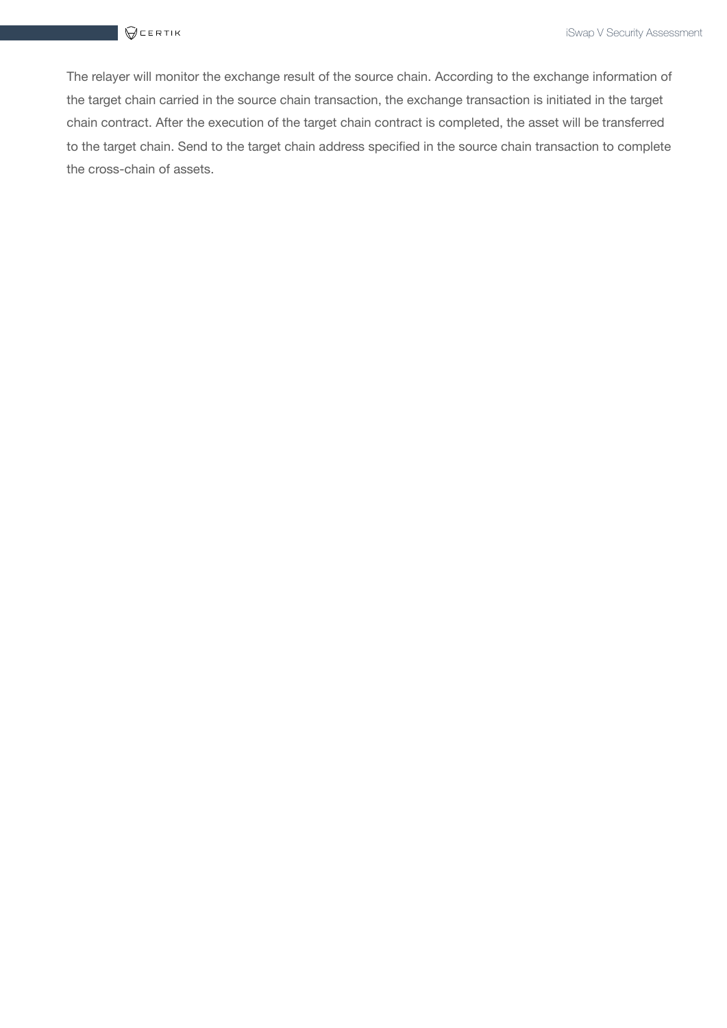The relayer will monitor the exchange result of the source chain. According to the exchange information of the target chain carried in the source chain transaction, the exchange transaction is initiated in the target chain contract. After the execution of the target chain contract is completed, the asset will be transferred to the target chain. Send to the target chain address specified in the source chain transaction to complete the cross-chain of assets.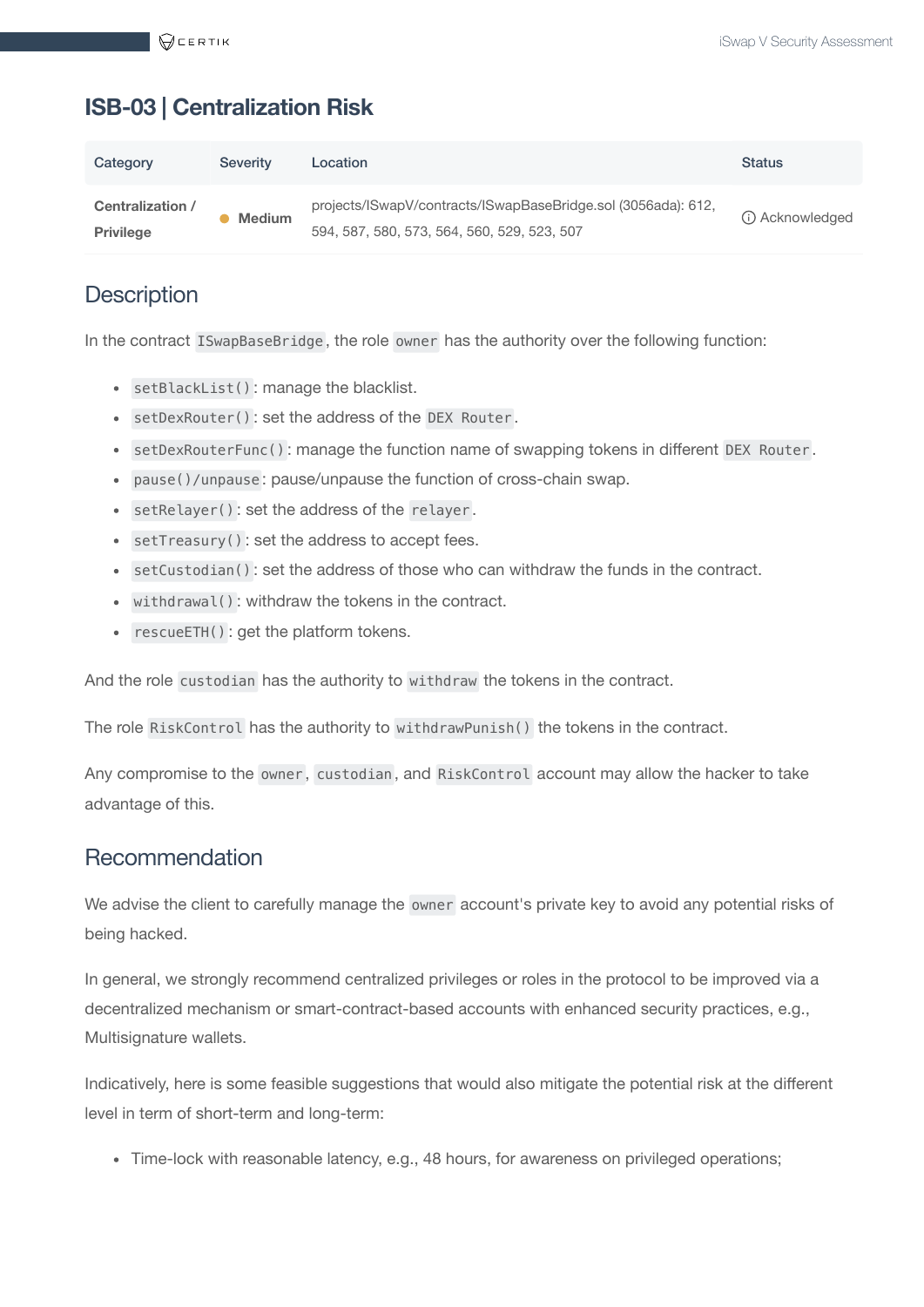## ISB-03 | Centralization Risk

| Category | Severity | Location | Status |
| --- | --- | --- | --- |
| Centralization / Privilege | Medium | projects/ISwapV/contracts/ISwapBaseBridge.sol (3056ada): 612, 594, 587, 580, 573, 564, 560, 529, 523, 507 | Acknowledged |

### Description

In the contract `ISwapBaseBridge`, the role `owner` has the authority over the following function:

- `setBlackList()`: manage the blacklist.
- `setDexRouter()`: set the address of the `DEX Router`.
- `setDexRouterFunc()`: manage the function name of swapping tokens in different `DEX Router`.
- `pause()/unpause`: pause/unpause the function of cross-chain swap.
- `setRelayer()`: set the address of the `relayer`.
- `setTreasury()`: set the address to accept fees.
- `setCustodian()`: set the address of those who can withdraw the funds in the contract.
- `withdrawal()`: withdraw the tokens in the contract.
- `rescueETH()`: get the platform tokens.

And the role `custodian` has the authority to `withdraw` the tokens in the contract.

The role `RiskControl` has the authority to `withdrawPunish()` the tokens in the contract.

Any compromise to the `owner`, `custodian`, and `RiskControl` account may allow the hacker to take advantage of this.

### Recommendation

We advise the client to carefully manage the `owner` account's private key to avoid any potential risks of being hacked.

In general, we strongly recommend centralized privileges or roles in the protocol to be improved via a decentralized mechanism or smart-contract-based accounts with enhanced security practices, e.g., Multisignature wallets.

Indicatively, here is some feasible suggestions that would also mitigate the potential risk at the different level in term of short-term and long-term:

- Time-lock with reasonable latency, e.g., 48 hours, for awareness on privileged operations;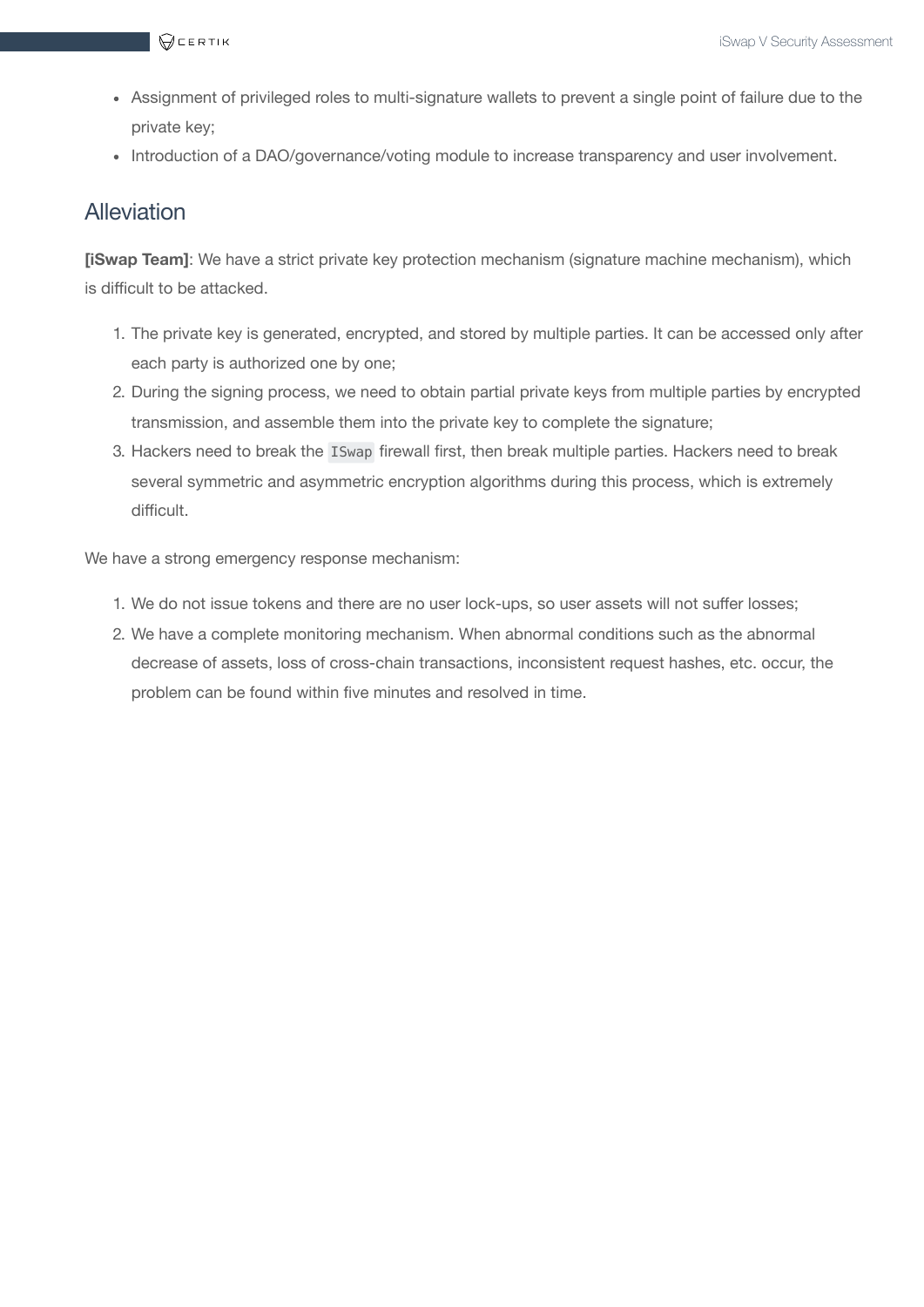- Assignment of privileged roles to multi-signature wallets to prevent a single point of failure due to the private key;
- Introduction of a DAO/governance/voting module to increase transparency and user involvement.

## Alleviation

**[iSwap Team]**: We have a strict private key protection mechanism (signature machine mechanism), which is difficult to be attacked.

1. The private key is generated, encrypted, and stored by multiple parties. It can be accessed only after each party is authorized one by one;
2. During the signing process, we need to obtain partial private keys from multiple parties by encrypted transmission, and assemble them into the private key to complete the signature;
3. Hackers need to break the `ISwap` firewall first, then break multiple parties. Hackers need to break several symmetric and asymmetric encryption algorithms during this process, which is extremely difficult.

We have a strong emergency response mechanism:

1. We do not issue tokens and there are no user lock-ups, so user assets will not suffer losses;
2. We have a complete monitoring mechanism. When abnormal conditions such as the abnormal decrease of assets, loss of cross-chain transactions, inconsistent request hashes, etc. occur, the problem can be found within five minutes and resolved in time.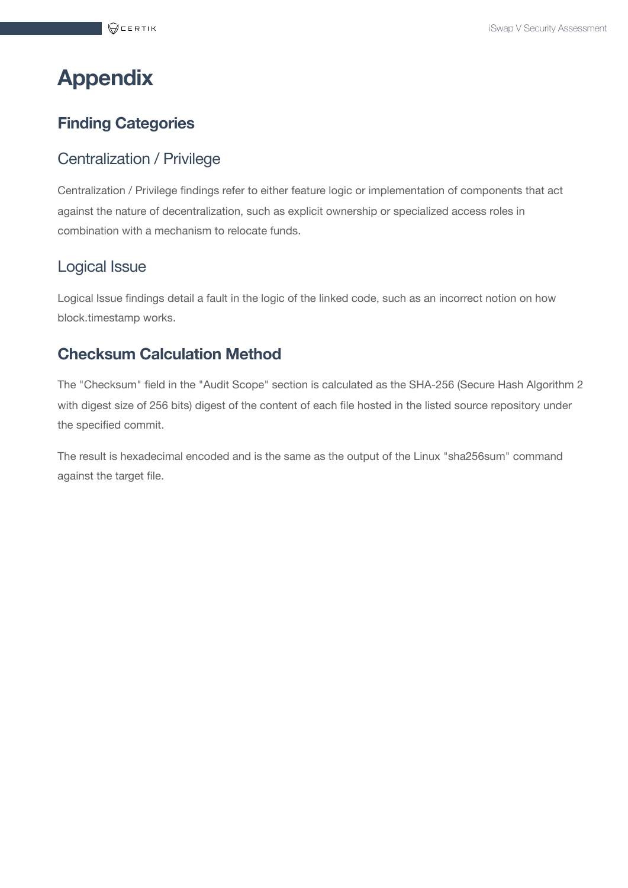# Appendix

## Finding Categories

### Centralization / Privilege

Centralization / Privilege findings refer to either feature logic or implementation of components that act against the nature of decentralization, such as explicit ownership or specialized access roles in combination with a mechanism to relocate funds.

### Logical Issue

Logical Issue findings detail a fault in the logic of the linked code, such as an incorrect notion on how block.timestamp works.

## Checksum Calculation Method

The "Checksum" field in the "Audit Scope" section is calculated as the SHA-256 (Secure Hash Algorithm 2 with digest size of 256 bits) digest of the content of each file hosted in the listed source repository under the specified commit.

The result is hexadecimal encoded and is the same as the output of the Linux "sha256sum" command against the target file.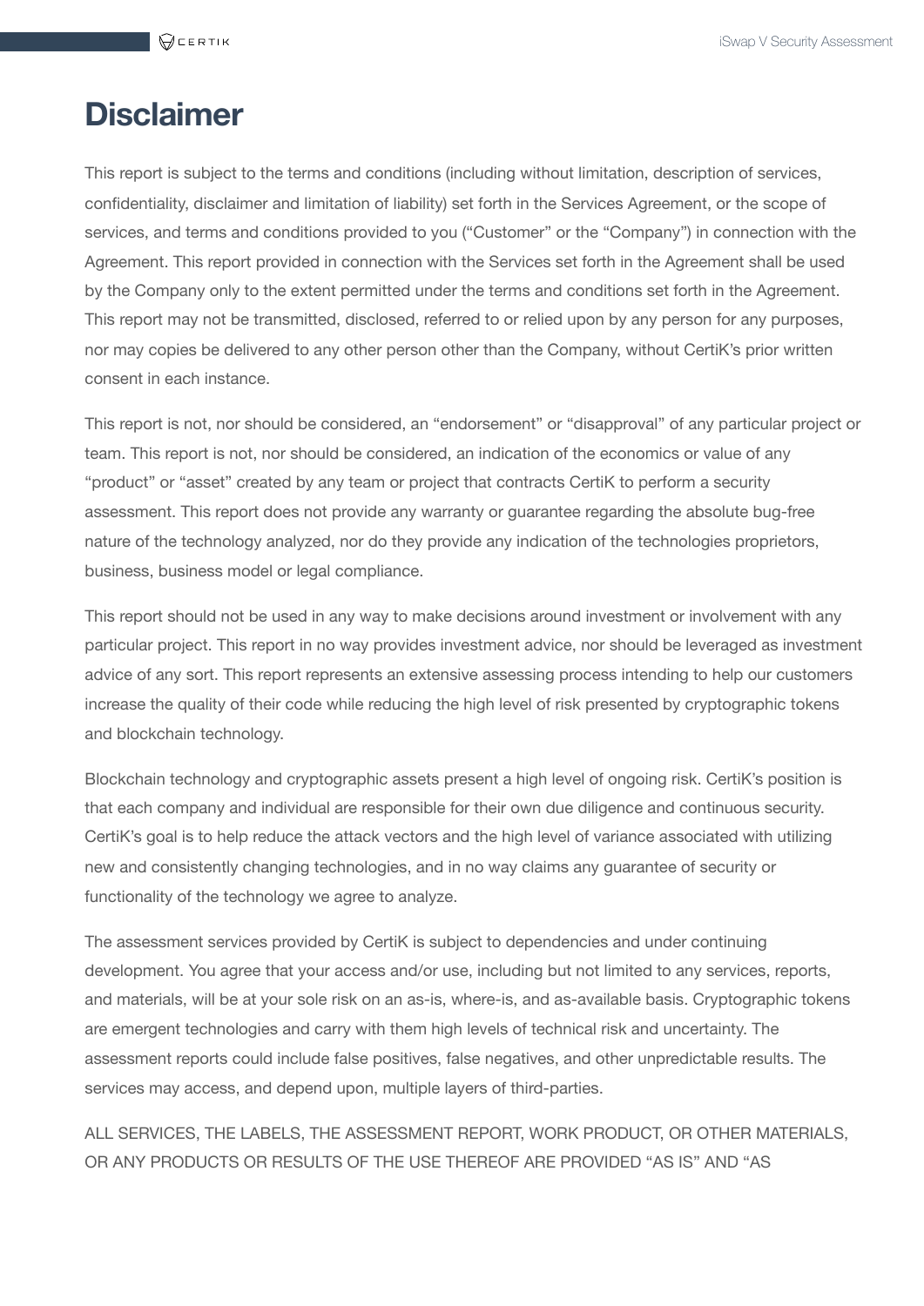# Disclaimer

This report is subject to the terms and conditions (including without limitation, description of services, confidentiality, disclaimer and limitation of liability) set forth in the Services Agreement, or the scope of services, and terms and conditions provided to you ("Customer" or the "Company") in connection with the Agreement. This report provided in connection with the Services set forth in the Agreement shall be used by the Company only to the extent permitted under the terms and conditions set forth in the Agreement. This report may not be transmitted, disclosed, referred to or relied upon by any person for any purposes, nor may copies be delivered to any other person other than the Company, without CertiK's prior written consent in each instance.

This report is not, nor should be considered, an "endorsement" or "disapproval" of any particular project or team. This report is not, nor should be considered, an indication of the economics or value of any "product" or "asset" created by any team or project that contracts CertiK to perform a security assessment. This report does not provide any warranty or guarantee regarding the absolute bug-free nature of the technology analyzed, nor do they provide any indication of the technologies proprietors, business, business model or legal compliance.

This report should not be used in any way to make decisions around investment or involvement with any particular project. This report in no way provides investment advice, nor should be leveraged as investment advice of any sort. This report represents an extensive assessing process intending to help our customers increase the quality of their code while reducing the high level of risk presented by cryptographic tokens and blockchain technology.

Blockchain technology and cryptographic assets present a high level of ongoing risk. CertiK's position is that each company and individual are responsible for their own due diligence and continuous security. CertiK's goal is to help reduce the attack vectors and the high level of variance associated with utilizing new and consistently changing technologies, and in no way claims any guarantee of security or functionality of the technology we agree to analyze.

The assessment services provided by CertiK is subject to dependencies and under continuing development. You agree that your access and/or use, including but not limited to any services, reports, and materials, will be at your sole risk on an as-is, where-is, and as-available basis. Cryptographic tokens are emergent technologies and carry with them high levels of technical risk and uncertainty. The assessment reports could include false positives, false negatives, and other unpredictable results. The services may access, and depend upon, multiple layers of third-parties.

ALL SERVICES, THE LABELS, THE ASSESSMENT REPORT, WORK PRODUCT, OR OTHER MATERIALS, OR ANY PRODUCTS OR RESULTS OF THE USE THEREOF ARE PROVIDED "AS IS" AND "AS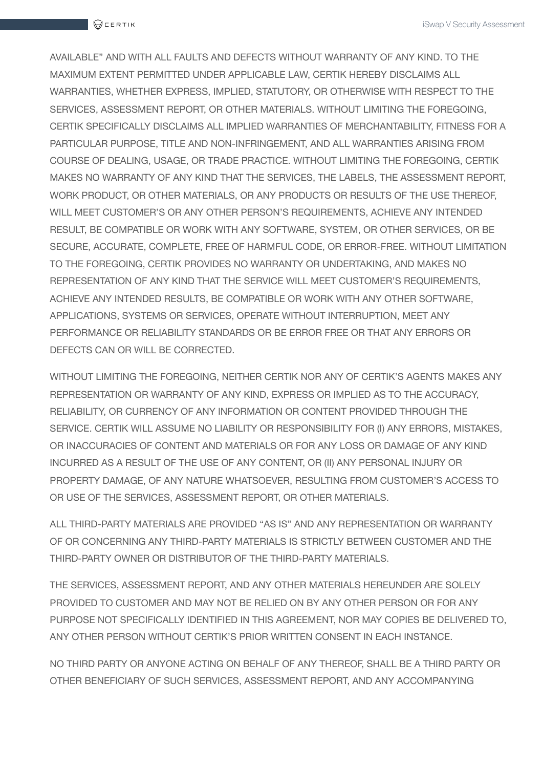AVAILABLE" AND WITH ALL FAULTS AND DEFECTS WITHOUT WARRANTY OF ANY KIND. TO THE MAXIMUM EXTENT PERMITTED UNDER APPLICABLE LAW, CERTIK HEREBY DISCLAIMS ALL WARRANTIES, WHETHER EXPRESS, IMPLIED, STATUTORY, OR OTHERWISE WITH RESPECT TO THE SERVICES, ASSESSMENT REPORT, OR OTHER MATERIALS. WITHOUT LIMITING THE FOREGOING, CERTIK SPECIFICALLY DISCLAIMS ALL IMPLIED WARRANTIES OF MERCHANTABILITY, FITNESS FOR A PARTICULAR PURPOSE, TITLE AND NON-INFRINGEMENT, AND ALL WARRANTIES ARISING FROM COURSE OF DEALING, USAGE, OR TRADE PRACTICE. WITHOUT LIMITING THE FOREGOING, CERTIK MAKES NO WARRANTY OF ANY KIND THAT THE SERVICES, THE LABELS, THE ASSESSMENT REPORT, WORK PRODUCT, OR OTHER MATERIALS, OR ANY PRODUCTS OR RESULTS OF THE USE THEREOF, WILL MEET CUSTOMER'S OR ANY OTHER PERSON'S REQUIREMENTS, ACHIEVE ANY INTENDED RESULT, BE COMPATIBLE OR WORK WITH ANY SOFTWARE, SYSTEM, OR OTHER SERVICES, OR BE SECURE, ACCURATE, COMPLETE, FREE OF HARMFUL CODE, OR ERROR-FREE. WITHOUT LIMITATION TO THE FOREGOING, CERTIK PROVIDES NO WARRANTY OR UNDERTAKING, AND MAKES NO REPRESENTATION OF ANY KIND THAT THE SERVICE WILL MEET CUSTOMER'S REQUIREMENTS, ACHIEVE ANY INTENDED RESULTS, BE COMPATIBLE OR WORK WITH ANY OTHER SOFTWARE, APPLICATIONS, SYSTEMS OR SERVICES, OPERATE WITHOUT INTERRUPTION, MEET ANY PERFORMANCE OR RELIABILITY STANDARDS OR BE ERROR FREE OR THAT ANY ERRORS OR DEFECTS CAN OR WILL BE CORRECTED.

WITHOUT LIMITING THE FOREGOING, NEITHER CERTIK NOR ANY OF CERTIK'S AGENTS MAKES ANY REPRESENTATION OR WARRANTY OF ANY KIND, EXPRESS OR IMPLIED AS TO THE ACCURACY, RELIABILITY, OR CURRENCY OF ANY INFORMATION OR CONTENT PROVIDED THROUGH THE SERVICE. CERTIK WILL ASSUME NO LIABILITY OR RESPONSIBILITY FOR (I) ANY ERRORS, MISTAKES, OR INACCURACIES OF CONTENT AND MATERIALS OR FOR ANY LOSS OR DAMAGE OF ANY KIND INCURRED AS A RESULT OF THE USE OF ANY CONTENT, OR (II) ANY PERSONAL INJURY OR PROPERTY DAMAGE, OF ANY NATURE WHATSOEVER, RESULTING FROM CUSTOMER'S ACCESS TO OR USE OF THE SERVICES, ASSESSMENT REPORT, OR OTHER MATERIALS.

ALL THIRD-PARTY MATERIALS ARE PROVIDED "AS IS" AND ANY REPRESENTATION OR WARRANTY OF OR CONCERNING ANY THIRD-PARTY MATERIALS IS STRICTLY BETWEEN CUSTOMER AND THE THIRD-PARTY OWNER OR DISTRIBUTOR OF THE THIRD-PARTY MATERIALS.

THE SERVICES, ASSESSMENT REPORT, AND ANY OTHER MATERIALS HEREUNDER ARE SOLELY PROVIDED TO CUSTOMER AND MAY NOT BE RELIED ON BY ANY OTHER PERSON OR FOR ANY PURPOSE NOT SPECIFICALLY IDENTIFIED IN THIS AGREEMENT, NOR MAY COPIES BE DELIVERED TO, ANY OTHER PERSON WITHOUT CERTIK'S PRIOR WRITTEN CONSENT IN EACH INSTANCE.

NO THIRD PARTY OR ANYONE ACTING ON BEHALF OF ANY THEREOF, SHALL BE A THIRD PARTY OR OTHER BENEFICIARY OF SUCH SERVICES, ASSESSMENT REPORT, AND ANY ACCOMPANYING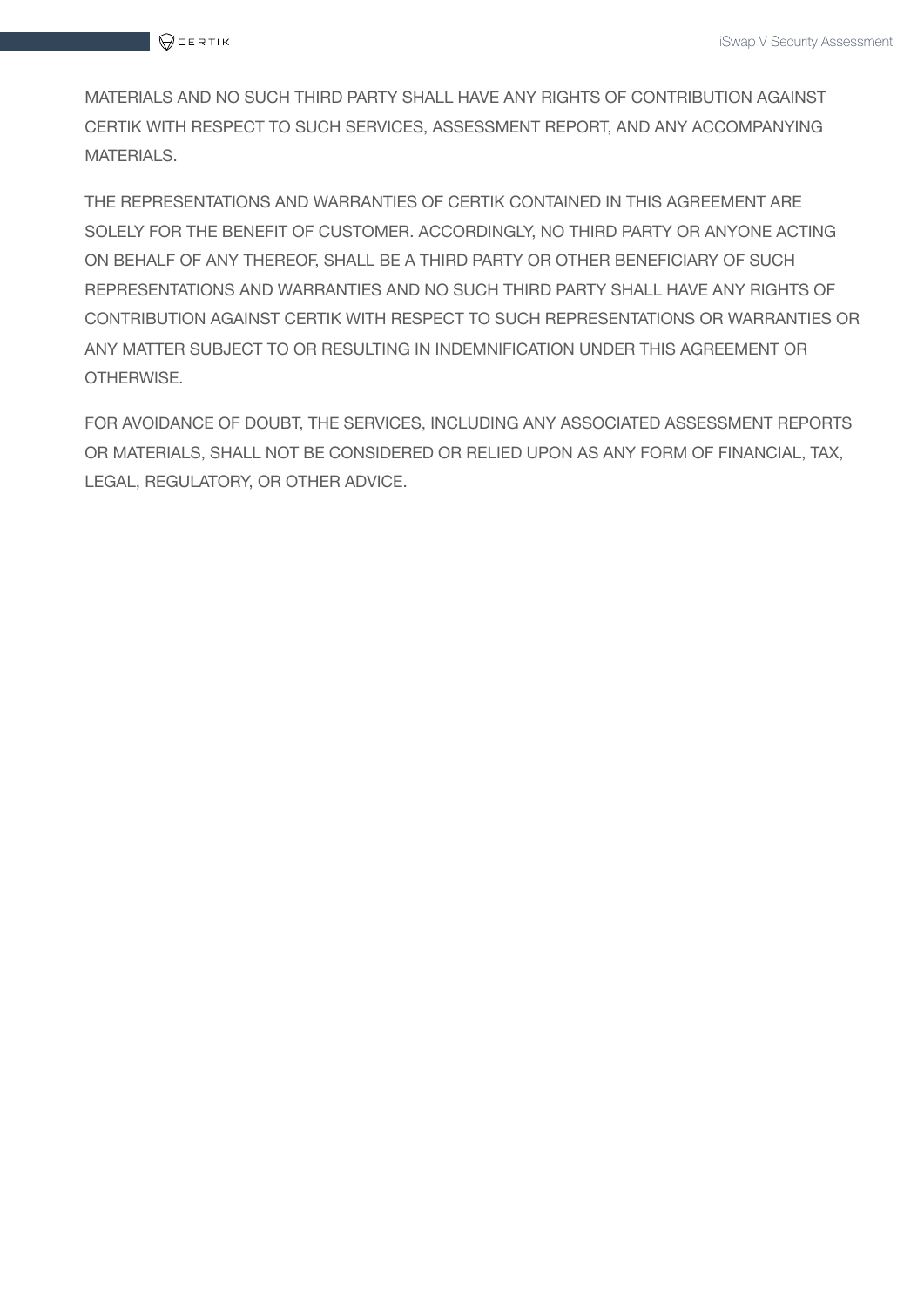MATERIALS AND NO SUCH THIRD PARTY SHALL HAVE ANY RIGHTS OF CONTRIBUTION AGAINST CERTIK WITH RESPECT TO SUCH SERVICES, ASSESSMENT REPORT, AND ANY ACCOMPANYING MATERIALS.

THE REPRESENTATIONS AND WARRANTIES OF CERTIK CONTAINED IN THIS AGREEMENT ARE SOLELY FOR THE BENEFIT OF CUSTOMER. ACCORDINGLY, NO THIRD PARTY OR ANYONE ACTING ON BEHALF OF ANY THEREOF, SHALL BE A THIRD PARTY OR OTHER BENEFICIARY OF SUCH REPRESENTATIONS AND WARRANTIES AND NO SUCH THIRD PARTY SHALL HAVE ANY RIGHTS OF CONTRIBUTION AGAINST CERTIK WITH RESPECT TO SUCH REPRESENTATIONS OR WARRANTIES OR ANY MATTER SUBJECT TO OR RESULTING IN INDEMNIFICATION UNDER THIS AGREEMENT OR OTHERWISE.

FOR AVOIDANCE OF DOUBT, THE SERVICES, INCLUDING ANY ASSOCIATED ASSESSMENT REPORTS OR MATERIALS, SHALL NOT BE CONSIDERED OR RELIED UPON AS ANY FORM OF FINANCIAL, TAX, LEGAL, REGULATORY, OR OTHER ADVICE.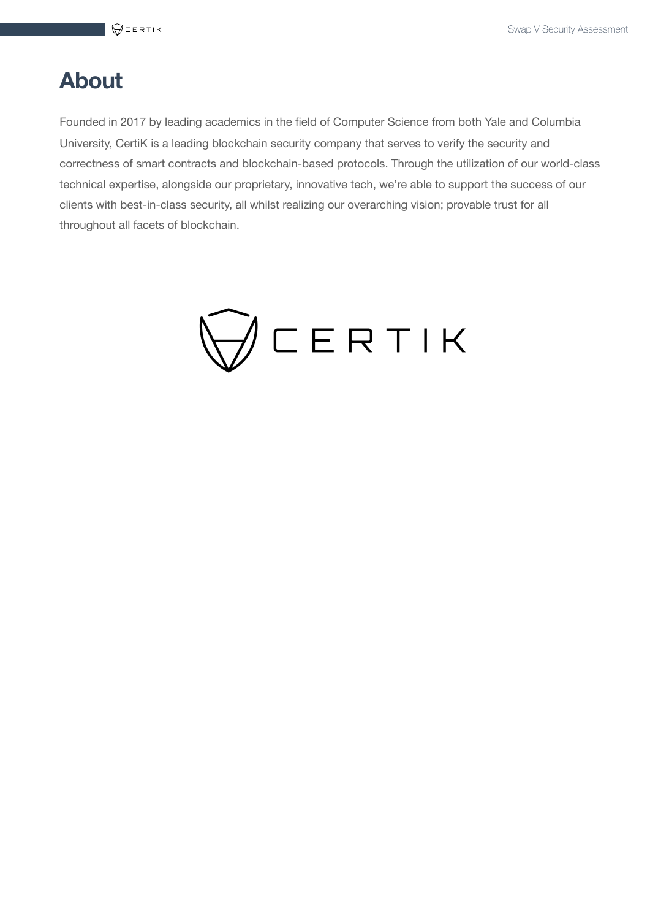# About

Founded in 2017 by leading academics in the field of Computer Science from both Yale and Columbia University, CertiK is a leading blockchain security company that serves to verify the security and correctness of smart contracts and blockchain-based protocols. Through the utilization of our world-class technical expertise, alongside our proprietary, innovative tech, we’re able to support the success of our clients with best-in-class security, all whilst realizing our overarching vision; provable trust for all throughout all facets of blockchain.